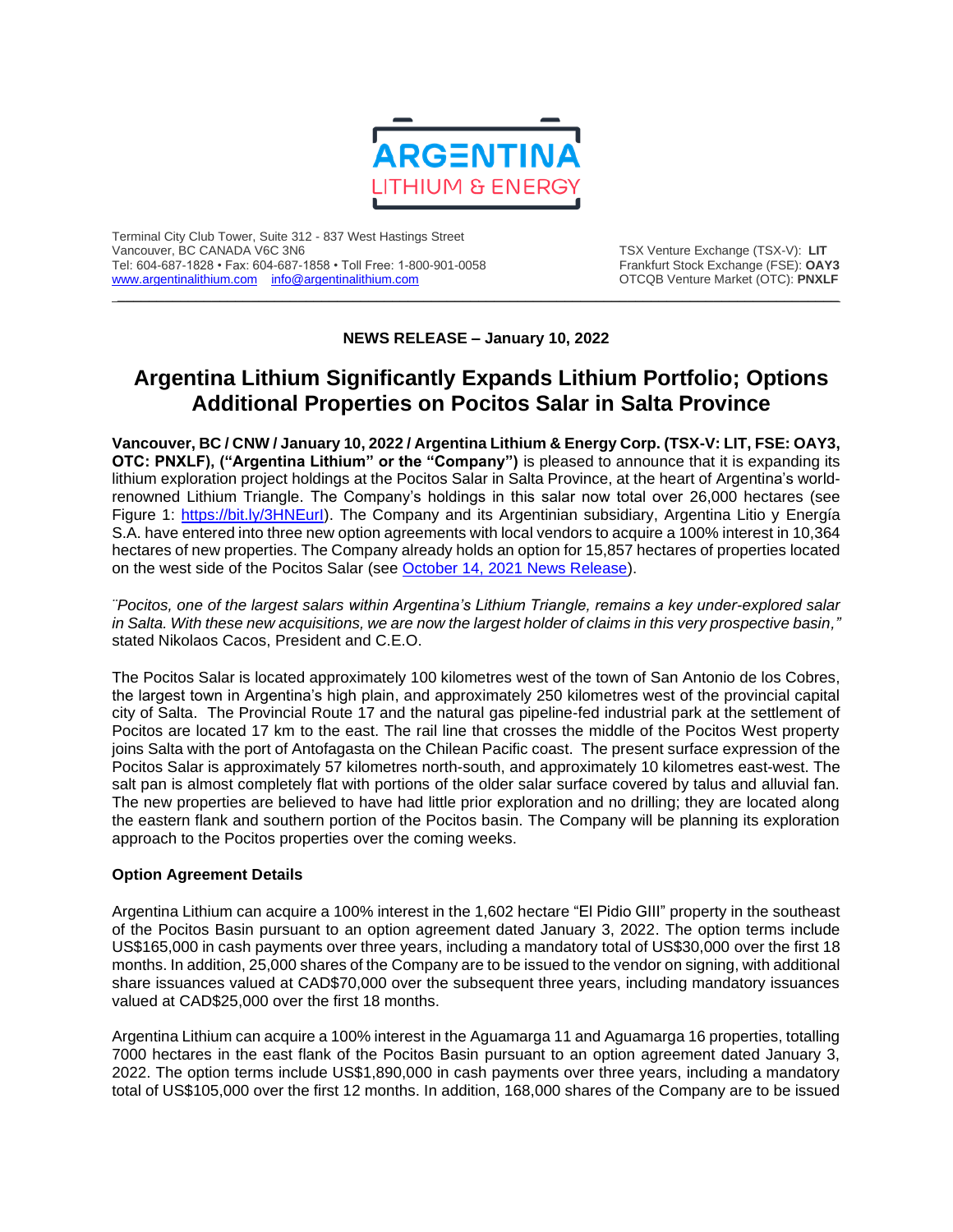ARGENTINA LITHIUM & ENERGY

Terminal City Club Tower, Suite 312 - 837 West Hastings Street
Vancouver, BC CANADA V6C 3N6
Tel: 604-687-1828 • Fax: 604-687-1858 • Toll Free: 1-800-901-0058
[www.argentinalithium.com](http://www.argentinalithium.com) [info@argentinalithium.com](mailto:info@argentinalithium.com)

TSX Venture Exchange (TSX-V): **LIT**
Frankfurt Stock Exchange (FSE): **OAY3**
OTCQB Venture Market (OTC): **PNXLF**

---

**NEWS RELEASE – January 10, 2022**

# Argentina Lithium Significantly Expands Lithium Portfolio; Options Additional Properties on Pocitos Salar in Salta Province

**Vancouver, BC / CNW / January 10, 2022 / Argentina Lithium & Energy Corp. (TSX-V: LIT, FSE: OAY3, OTC: PNXLF), ("Argentina Lithium" or the "Company")** is pleased to announce that it is expanding its lithium exploration project holdings at the Pocitos Salar in Salta Province, at the heart of Argentina's world-renowned Lithium Triangle. The Company's holdings in this salar now total over 26,000 hectares (see Figure 1: [https://bit.ly/3HNEurl](https://bit.ly/3HNEurl)). The Company and its Argentinian subsidiary, Argentina Litio y Energía S.A. have entered into three new option agreements with local vendors to acquire a 100% interest in 10,364 hectares of new properties. The Company already holds an option for 15,857 hectares of properties located on the west side of the Pocitos Salar (see October 14, 2021 News Release).

*"Pocitos, one of the largest salars within Argentina's Lithium Triangle, remains a key under-explored salar in Salta. With these new acquisitions, we are now the largest holder of claims in this very prospective basin,"* stated Nikolaos Cacos, President and C.E.O.

The Pocitos Salar is located approximately 100 kilometres west of the town of San Antonio de los Cobres, the largest town in Argentina's high plain, and approximately 250 kilometres west of the provincial capital city of Salta. The Provincial Route 17 and the natural gas pipeline-fed industrial park at the settlement of Pocitos are located 17 km to the east. The rail line that crosses the middle of the Pocitos West property joins Salta with the port of Antofagasta on the Chilean Pacific coast. The present surface expression of the Pocitos Salar is approximately 57 kilometres north-south, and approximately 10 kilometres east-west. The salt pan is almost completely flat with portions of the older salar surface covered by talus and alluvial fan. The new properties are believed to have had little prior exploration and no drilling; they are located along the eastern flank and southern portion of the Pocitos basin. The Company will be planning its exploration approach to the Pocitos properties over the coming weeks.

**Option Agreement Details**

Argentina Lithium can acquire a 100% interest in the 1,602 hectare "El Pidio GIII" property in the southeast of the Pocitos Basin pursuant to an option agreement dated January 3, 2022. The option terms include US$165,000 in cash payments over three years, including a mandatory total of US$30,000 over the first 18 months. In addition, 25,000 shares of the Company are to be issued to the vendor on signing, with additional share issuances valued at CAD$70,000 over the subsequent three years, including mandatory issuances valued at CAD$25,000 over the first 18 months.

Argentina Lithium can acquire a 100% interest in the Aguamarga 11 and Aguamarga 16 properties, totalling 7000 hectares in the east flank of the Pocitos Basin pursuant to an option agreement dated January 3, 2022. The option terms include US$1,890,000 in cash payments over three years, including a mandatory total of US$105,000 over the first 12 months. In addition, 168,000 shares of the Company are to be issued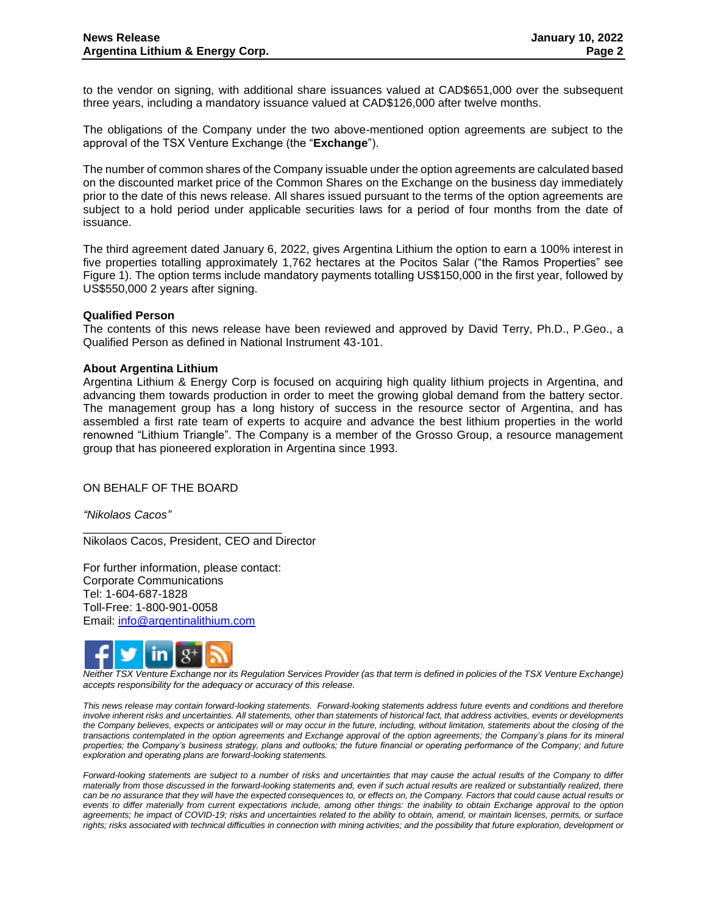to the vendor on signing, with additional share issuances valued at CAD$651,000 over the subsequent three years, including a mandatory issuance valued at CAD$126,000 after twelve months.

The obligations of the Company under the two above-mentioned option agreements are subject to the approval of the TSX Venture Exchange (the "**Exchange**").

The number of common shares of the Company issuable under the option agreements are calculated based on the discounted market price of the Common Shares on the Exchange on the business day immediately prior to the date of this news release. All shares issued pursuant to the terms of the option agreements are subject to a hold period under applicable securities laws for a period of four months from the date of issuance.

The third agreement dated January 6, 2022, gives Argentina Lithium the option to earn a 100% interest in five properties totalling approximately 1,762 hectares at the Pocitos Salar ("the Ramos Properties" see Figure 1). The option terms include mandatory payments totalling US$150,000 in the first year, followed by US$550,000 2 years after signing.

**Qualified Person**
The contents of this news release have been reviewed and approved by David Terry, Ph.D., P.Geo., a Qualified Person as defined in National Instrument 43-101.

**About Argentina Lithium**
Argentina Lithium & Energy Corp is focused on acquiring high quality lithium projects in Argentina, and advancing them towards production in order to meet the growing global demand from the battery sector. The management group has a long history of success in the resource sector of Argentina, and has assembled a first rate team of experts to acquire and advance the best lithium properties in the world renowned "Lithium Triangle". The Company is a member of the Grosso Group, a resource management group that has pioneered exploration in Argentina since 1993.

ON BEHALF OF THE BOARD

*"Nikolaos Cacos"*
\_\_\_\_\_\_\_\_\_\_\_\_\_\_\_\_\_\_\_\_\_\_\_\_\_\_\_\_\_\_\_\_
Nikolaos Cacos, President, CEO and Director

For further information, please contact:
Corporate Communications
Tel: 1-604-687-1828
Toll-Free: 1-800-901-0058
Email: info@argentinalithium.com

*Neither TSX Venture Exchange nor its Regulation Services Provider (as that term is defined in policies of the TSX Venture Exchange) accepts responsibility for the adequacy or accuracy of this release.*

*This news release may contain forward-looking statements. Forward-looking statements address future events and conditions and therefore involve inherent risks and uncertainties. All statements, other than statements of historical fact, that address activities, events or developments the Company believes, expects or anticipates will or may occur in the future, including, without limitation, statements about the closing of the transactions contemplated in the option agreements and Exchange approval of the option agreements; the Company's plans for its mineral properties; the Company's business strategy, plans and outlooks; the future financial or operating performance of the Company; and future exploration and operating plans are forward-looking statements.*

*Forward-looking statements are subject to a number of risks and uncertainties that may cause the actual results of the Company to differ materially from those discussed in the forward-looking statements and, even if such actual results are realized or substantially realized, there can be no assurance that they will have the expected consequences to, or effects on, the Company. Factors that could cause actual results or events to differ materially from current expectations include, among other things: the inability to obtain Exchange approval of the option agreements; he impact of COVID-19; risks and uncertainties related to the ability to obtain, amend, or maintain licenses, permits, or surface rights; risks associated with technical difficulties in connection with mining activities; and the possibility that future exploration, development or*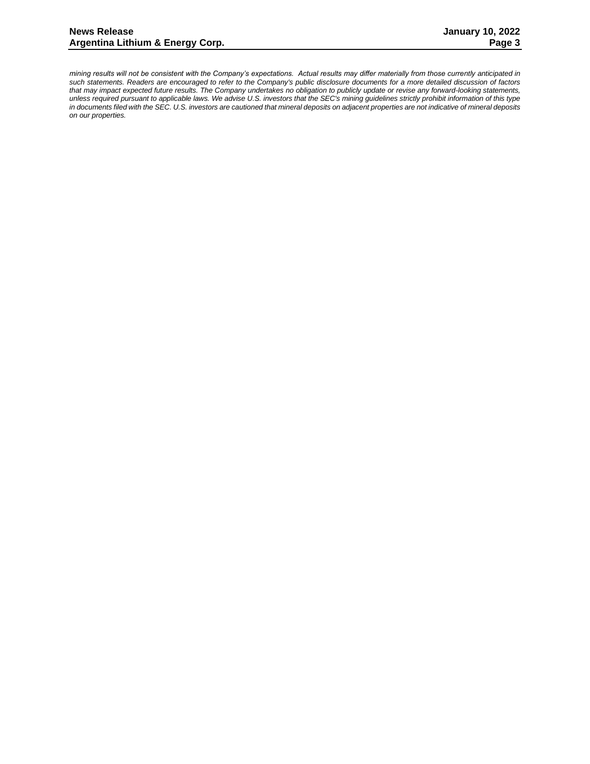*mining results will not be consistent with the Company's expectations. Actual results may differ materially from those currently anticipated in such statements. Readers are encouraged to refer to the Company's public disclosure documents for a more detailed discussion of factors that may impact expected future results. The Company undertakes no obligation to publicly update or revise any forward-looking statements, unless required pursuant to applicable laws. We advise U.S. investors that the SEC's mining guidelines strictly prohibit information of this type in documents filed with the SEC. U.S. investors are cautioned that mineral deposits on adjacent properties are not indicative of mineral deposits on our properties.*